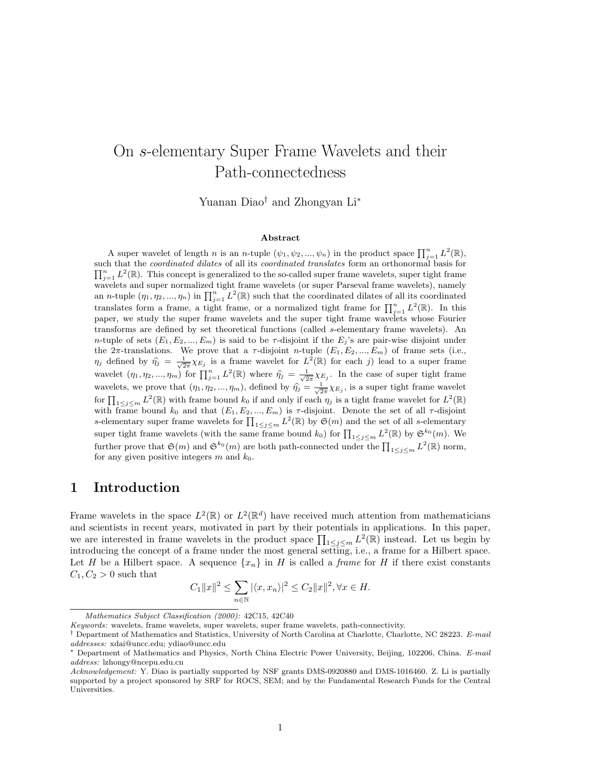# On $s$-elementary Super Frame Wavelets and their Path-connectedness

Yuanan Diao[†] and Zhongyan Li[*]

## Abstract

A super wavelet of length $n$ is an $n$-tuple $(\psi_1, \psi_2, ..., \psi_n)$ in the product space $\prod_{j=1}^{n} L^2(\mathbb{R})$, such that the *coordinated dilates* of all its *coordinated translates* form an orthonormal basis for $\prod_{j=1}^{n} L^2(\mathbb{R})$. This concept is generalized to the so-called super frame wavelets, super tight frame wavelets and super normalized tight frame wavelets (or super Parseval frame wavelets), namely an $n$-tuple $(\eta_1, \eta_2, ..., \eta_n)$ in $\prod_{j=1}^{n} L^2(\mathbb{R})$ such that the coordinated dilates of all its coordinated translates form a frame, a tight frame, or a normalized tight frame for $\prod_{j=1}^{n} L^2(\mathbb{R})$. In this paper, we study the super frame wavelets and the super tight frame wavelets whose Fourier transforms are defined by set theoretical functions (called $s$-elementary frame wavelets). An $n$-tuple of sets $(E_1, E_2, ..., E_m)$ is said to be $\tau$-disjoint if the $E_j$'s are pair-wise disjoint under the $2\pi$-translations. We prove that a $\tau$-disjoint $n$-tuple $(E_1, E_2, ..., E_m)$ of frame sets (i.e., $\eta_j$ defined by $\widehat{\eta_j} = \frac{1}{\sqrt{2\pi}}\chi_{E_j}$ is a frame wavelet for $L^2(\mathbb{R})$ for each $j$) lead to a super frame wavelet $(\eta_1, \eta_2, ..., \eta_m)$ for $\prod_{j=1}^{n} L^2(\mathbb{R})$ where $\widehat{\eta_j} = \frac{1}{\sqrt{2\pi}}\chi_{E_j}$. In the case of super tight frame wavelets, we prove that $(\eta_1, \eta_2, ..., \eta_m)$, defined by $\widehat{\eta_j} = \frac{1}{\sqrt{2\pi}}\chi_{E_j}$, is a super tight frame wavelet for $\prod_{1\le j\le m} L^2(\mathbb{R})$ with frame bound $k_0$ if and only if each $\eta_j$ is a tight frame wavelet for $L^2(\mathbb{R})$ with frame bound $k_0$ and that $(E_1, E_2, ..., E_m)$ is $\tau$-disjoint. Denote the set of all $\tau$-disjoint $s$-elementary super frame wavelets for $\prod_{1\le j\le m} L^2(\mathbb{R})$ by $\mathfrak{S}(m)$ and the set of all $s$-elementary super tight frame wavelets (with the same frame bound $k_0$) for $\prod_{1\le j\le m} L^2(\mathbb{R})$ by $\mathfrak{S}^{k_0}(m)$. We further prove that $\mathfrak{S}(m)$ and $\mathfrak{S}^{k_0}(m)$ are both path-connected under the $\prod_{1\le j\le m} L^2(\mathbb{R})$ norm, for any given positive integers $m$ and $k_0$.

## 1 Introduction

Frame wavelets in the space $L^2(\mathbb{R})$ or $L^2(\mathbb{R}^d)$ have received much attention from mathematicians and scientists in recent years, motivated in part by their potentials in applications. In this paper, we are interested in frame wavelets in the product space $\prod_{1\le j\le m} L^2(\mathbb{R})$ instead. Let us begin by introducing the concept of a frame under the most general setting, i.e., a frame for a Hilbert space. Let $H$ be a Hilbert space. A sequence $\{x_n\}$ in $H$ is called a *frame* for $H$ if there exist constants $C_1, C_2 > 0$ such that

$$C_1\|x\|^2 \le \sum_{n\in\mathbb{N}} |\langle x, x_n\rangle|^2 \le C_2\|x\|^2, \forall x \in H.$$

---

*Mathematics Subject Classification (2000):* 42C15, 42C40

*Keywords:* wavelets, frame wavelets, super wavelets, super frame wavelets, path-connectivity.

[†] Department of Mathematics and Statistics, University of North Carolina at Charlotte, Charlotte, NC 28223. *E-mail addresses:* xdai@uncc.edu; ydiao@uncc.edu

[*] Department of Mathematics and Physics, North China Electric Power University, Beijing, 102206, China. *E-mail address:* lzhongy@ncepu.edu.cn

*Acknowledgement:* Y. Diao is partially supported by NSF grants DMS-0920880 and DMS-1016460. Z. Li is partially supported by a project sponsored by SRF for ROCS, SEM; and by the Fundamental Research Funds for the Central Universities.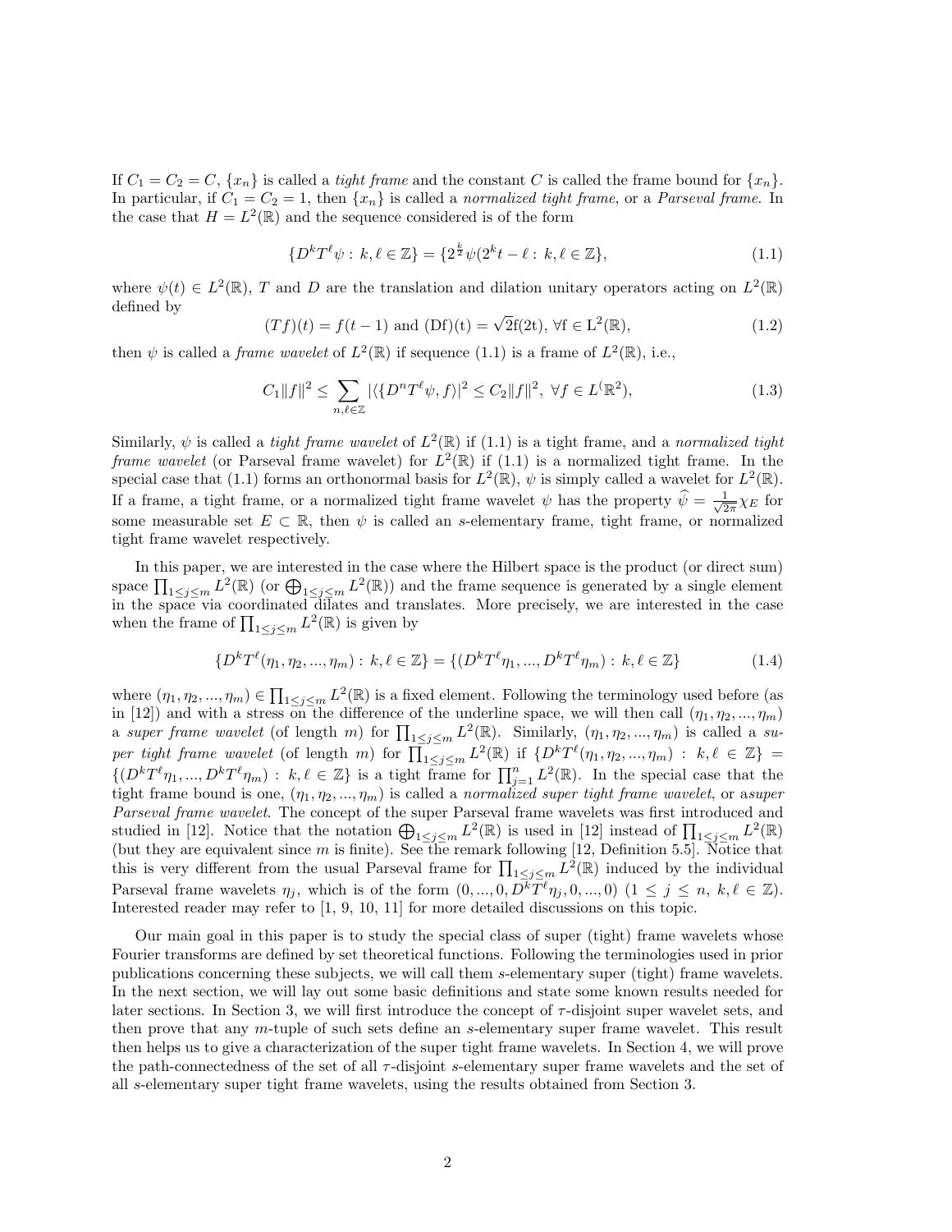If $C_1 = C_2 = C$, $\{x_n\}$ is called a *tight frame* and the constant $C$ is called the frame bound for $\{x_n\}$. In particular, if $C_1 = C_2 = 1$, then $\{x_n\}$ is called a *normalized tight frame*, or a *Parseval frame*. In the case that $H = L^2(\mathbb{R})$ and the sequence considered is of the form

$$\{D^kT^\ell\psi : k, \ell \in \mathbb{Z}\} = \{2^{\frac{k}{2}}\psi(2^kt - \ell : k, \ell \in \mathbb{Z}\}, \tag{1.1}$$

where $\psi(t) \in L^2(\mathbb{R})$, $T$ and $D$ are the translation and dilation unitary operators acting on $L^2(\mathbb{R})$ defined by

$$(Tf)(t) = f(t-1) \text{ and } (\mathrm{Df})(\mathrm{t}) = \sqrt{2}\mathrm{f}(2\mathrm{t}),\ \forall \mathrm{f} \in \mathrm{L}^2(\mathbb{R}), \tag{1.2}$$

then $\psi$ is called a *frame wavelet* of $L^2(\mathbb{R})$ if sequence (1.1) is a frame of $L^2(\mathbb{R})$, i.e.,

$$C_1\|f\|^2 \leq \sum_{n,\ell\in\mathbb{Z}} |\langle\{D^nT^\ell\psi, f\rangle|^2 \leq C_2\|f\|^2,\ \forall f \in L^(\mathbb{R}^2), \tag{1.3}$$

Similarly, $\psi$ is called a *tight frame wavelet* of $L^2(\mathbb{R})$ if (1.1) is a tight frame, and a *normalized tight frame wavelet* (or Parseval frame wavelet) for $L^2(\mathbb{R})$ if (1.1) is a normalized tight frame. In the special case that (1.1) forms an orthonormal basis for $L^2(\mathbb{R})$, $\psi$ is simply called a wavelet for $L^2(\mathbb{R})$. If a frame, a tight frame, or a normalized tight frame wavelet $\psi$ has the property $\widehat{\psi} = \frac{1}{\sqrt{2\pi}}\chi_E$ for some measurable set $E \subset \mathbb{R}$, then $\psi$ is called an *s*-elementary frame, tight frame, or normalized tight frame wavelet respectively.

In this paper, we are interested in the case where the Hilbert space is the product (or direct sum) space $\prod_{1\leq j\leq m} L^2(\mathbb{R})$ (or $\bigoplus_{1\leq j\leq m} L^2(\mathbb{R})$) and the frame sequence is generated by a single element in the space via coordinated dilates and translates. More precisely, we are interested in the case when the frame of $\prod_{1\leq j\leq m} L^2(\mathbb{R})$ is given by

$$\{D^kT^\ell(\eta_1, \eta_2, ..., \eta_m) : k, \ell \in \mathbb{Z}\} = \{(D^kT^\ell\eta_1, ..., D^kT^\ell\eta_m) : k, \ell \in \mathbb{Z}\} \tag{1.4}$$

where $(\eta_1, \eta_2, ..., \eta_m) \in \prod_{1\leq j\leq m} L^2(\mathbb{R})$ is a fixed element. Following the terminology used before (as in [12]) and with a stress on the difference of the underline space, we will then call $(\eta_1, \eta_2, ..., \eta_m)$ a *super frame wavelet* (of length $m$) for $\prod_{1\leq j\leq m} L^2(\mathbb{R})$. Similarly, $(\eta_1, \eta_2, ..., \eta_m)$ is called a *super tight frame wavelet* (of length $m$) for $\prod_{1\leq j\leq m} L^2(\mathbb{R})$ if $\{D^kT^\ell(\eta_1, \eta_2, ..., \eta_m) : k, \ell \in \mathbb{Z}\} = \{(D^kT^\ell\eta_1, ..., D^kT^\ell\eta_m) : k, \ell \in \mathbb{Z}\}$ is a tight frame for $\prod_{j=1}^n L^2(\mathbb{R})$. In the special case that the tight frame bound is one, $(\eta_1, \eta_2, ..., \eta_m)$ is called a *normalized super tight frame wavelet*, or a*super Parseval frame wavelet*. The concept of the super Parseval frame wavelets was first introduced and studied in [12]. Notice that the notation $\bigoplus_{1\leq j\leq m} L^2(\mathbb{R})$ is used in [12] instead of $\prod_{1\leq j\leq m} L^2(\mathbb{R})$ (but they are equivalent since $m$ is finite). See the remark following [12, Definition 5.5]. Notice that this is very different from the usual Parseval frame for $\prod_{1\leq j\leq m} L^2(\mathbb{R})$ induced by the individual Parseval frame wavelets $\eta_j$, which is of the form $(0, ..., 0, D^kT^\ell\eta_j, 0, ..., 0)$ $(1 \leq j \leq n,\ k, \ell \in \mathbb{Z})$. Interested reader may refer to [1, 9, 10, 11] for more detailed discussions on this topic.

Our main goal in this paper is to study the special class of super (tight) frame wavelets whose Fourier transforms are defined by set theoretical functions. Following the terminologies used in prior publications concerning these subjects, we will call them *s*-elementary super (tight) frame wavelets. In the next section, we will lay out some basic definitions and state some known results needed for later sections. In Section 3, we will first introduce the concept of $\tau$-disjoint super wavelet sets, and then prove that any $m$-tuple of such sets define an *s*-elementary super frame wavelet. This result then helps us to give a characterization of the super tight frame wavelets. In Section 4, we will prove the path-connectedness of the set of all $\tau$-disjoint *s*-elementary super frame wavelets and the set of all *s*-elementary super tight frame wavelets, using the results obtained from Section 3.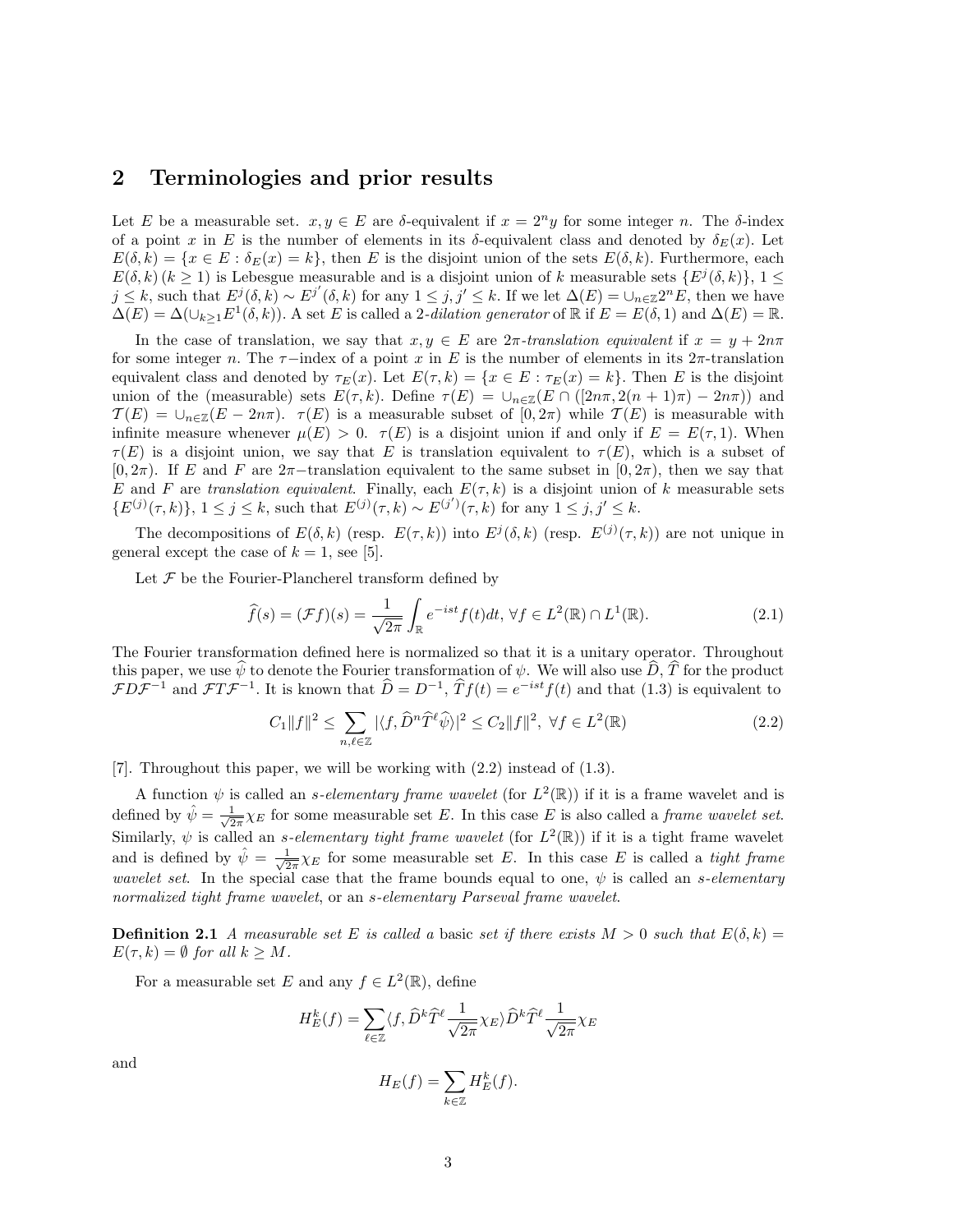## 2 Terminologies and prior results

Let $E$ be a measurable set. $x, y \in E$ are $\delta$-equivalent if $x = 2^n y$ for some integer $n$. The $\delta$-index of a point $x$ in $E$ is the number of elements in its $\delta$-equivalent class and denoted by $\delta_E(x)$. Let $E(\delta, k) = \{x \in E : \delta_E(x) = k\}$, then $E$ is the disjoint union of the sets $E(\delta, k)$. Furthermore, each $E(\delta, k)\,(k \geq 1)$ is Lebesgue measurable and is a disjoint union of $k$ measurable sets $\{E^j(\delta, k)\}$, $1 \leq j \leq k$, such that $E^j(\delta, k) \sim E^{j'}(\delta, k)$ for any $1 \leq j, j' \leq k$. If we let $\Delta(E) = \cup_{n\in\mathbb{Z}} 2^n E$, then we have $\Delta(E) = \Delta(\cup_{k\geq 1} E^1(\delta, k))$. A set $E$ is called a *2-dilation generator* of $\mathbb{R}$ if $E = E(\delta, 1)$ and $\Delta(E) = \mathbb{R}$.

In the case of translation, we say that $x, y \in E$ are *$2\pi$-translation equivalent* if $x = y + 2n\pi$ for some integer $n$. The $\tau$−index of a point $x$ in $E$ is the number of elements in its $2\pi$-translation equivalent class and denoted by $\tau_E(x)$. Let $E(\tau, k) = \{x \in E : \tau_E(x) = k\}$. Then $E$ is the disjoint union of the (measurable) sets $E(\tau, k)$. Define $\tau(E) = \cup_{n\in\mathbb{Z}}(E \cap ([2n\pi, 2(n + 1)\pi) - 2n\pi))$ and $\mathcal{T}(E) = \cup_{n\in\mathbb{Z}}(E - 2n\pi)$. $\tau(E)$ is a measurable subset of $[0, 2\pi)$ while $\mathcal{T}(E)$ is measurable with infinite measure whenever $\mu(E) > 0$. $\tau(E)$ is a disjoint union if and only if $E = E(\tau, 1)$. When $\tau(E)$ is a disjoint union, we say that $E$ is translation equivalent to $\tau(E)$, which is a subset of $[0, 2\pi)$. If $E$ and $F$ are $2\pi$−translation equivalent to the same subset in $[0, 2\pi)$, then we say that $E$ and $F$ are *translation equivalent*. Finally, each $E(\tau, k)$ is a disjoint union of $k$ measurable sets $\{E^{(j)}(\tau, k)\}$, $1 \leq j \leq k$, such that $E^{(j)}(\tau, k) \sim E^{(j')}(\tau, k)$ for any $1 \leq j, j' \leq k$.

The decompositions of $E(\delta, k)$ (resp. $E(\tau, k)$) into $E^j(\delta, k)$ (resp. $E^{(j)}(\tau, k)$) are not unique in general except the case of $k = 1$, see [5].

Let $\mathcal{F}$ be the Fourier-Plancherel transform defined by

$$\widehat{f}(s) = (\mathcal{F}f)(s) = \frac{1}{\sqrt{2\pi}} \int_{\mathbb{R}} e^{-ist} f(t)dt, \; \forall f \in L^2(\mathbb{R}) \cap L^1(\mathbb{R}). \tag{2.1}$$

The Fourier transformation defined here is normalized so that it is a unitary operator. Throughout this paper, we use $\widehat{\psi}$ to denote the Fourier transformation of $\psi$. We will also use $\widehat{D}$, $\widehat{T}$ for the product $\mathcal{F}D\mathcal{F}^{-1}$ and $\mathcal{F}T\mathcal{F}^{-1}$. It is known that $\widehat{D} = D^{-1}$, $\widehat{T}f(t) = e^{-ist}f(t)$ and that (1.3) is equivalent to

$$C_1\|f\|^2 \leq \sum_{n,\ell\in\mathbb{Z}} |\langle f, \widehat{D}^n\widehat{T}^\ell\widehat{\psi}\rangle|^2 \leq C_2\|f\|^2, \; \forall f \in L^2(\mathbb{R}) \tag{2.2}$$

[7]. Throughout this paper, we will be working with (2.2) instead of (1.3).

A function $\psi$ is called an *s-elementary frame wavelet* (for $L^2(\mathbb{R})$) if it is a frame wavelet and is defined by $\hat{\psi} = \frac{1}{\sqrt{2\pi}}\chi_E$ for some measurable set $E$. In this case $E$ is also called a *frame wavelet set*. Similarly, $\psi$ is called an *s-elementary tight frame wavelet* (for $L^2(\mathbb{R})$) if it is a tight frame wavelet and is defined by $\hat{\psi} = \frac{1}{\sqrt{2\pi}}\chi_E$ for some measurable set $E$. In this case $E$ is called a *tight frame wavelet set*. In the special case that the frame bounds equal to one, $\psi$ is called an *s-elementary normalized tight frame wavelet*, or an *s-elementary Parseval frame wavelet*.

**Definition 2.1** *A measurable set $E$ is called a* basic *set if there exists $M > 0$ such that $E(\delta, k) = E(\tau, k) = \emptyset$ for all $k \geq M$.*

For a measurable set $E$ and any $f \in L^2(\mathbb{R})$, define

$$H^k_E(f) = \sum_{\ell\in\mathbb{Z}} \langle f, \widehat{D}^k\widehat{T}^\ell \frac{1}{\sqrt{2\pi}}\chi_E\rangle \widehat{D}^k\widehat{T}^\ell \frac{1}{\sqrt{2\pi}}\chi_E$$

and

$$H_E(f) = \sum_{k\in\mathbb{Z}} H^k_E(f).$$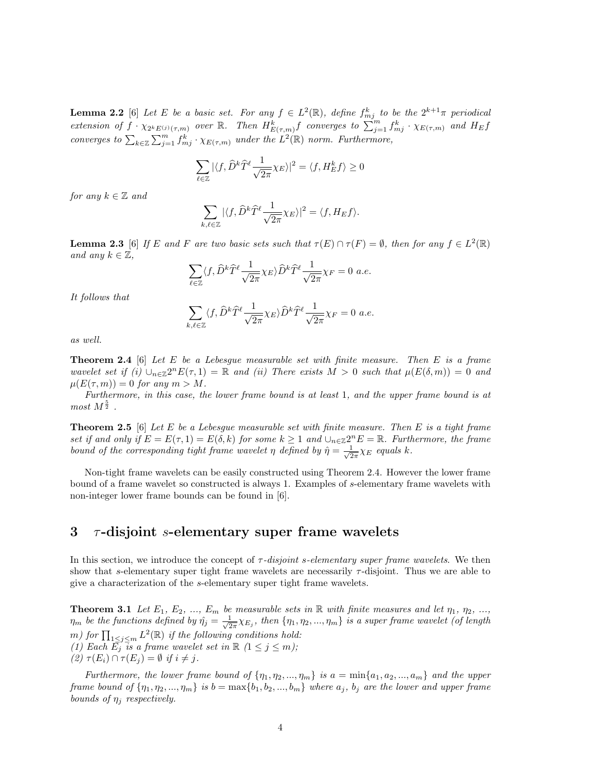**Lemma 2.2** [6] *Let $E$ be a basic set. For any $f \in L^2(\mathbb{R})$, define $f^k_{mj}$ to be the $2^{k+1}\pi$ periodical extension of $f \cdot \chi_{2^k E^{(j)}(\tau,m)}$ over $\mathbb{R}$. Then $H^k_{E(\tau,m)} f$ converges to $\sum_{j=1}^m f^k_{mj} \cdot \chi_{E(\tau,m)}$ and $H_E f$ converges to $\sum_{k\in\mathbb{Z}} \sum_{j=1}^m f^k_{mj} \cdot \chi_{E(\tau,m)}$ under the $L^2(\mathbb{R})$ norm. Furthermore,*

$$\sum_{\ell\in\mathbb{Z}} |\langle f, \widehat{D}^k \widehat{T}^\ell \frac{1}{\sqrt{2\pi}} \chi_E \rangle|^2 = \langle f, H^k_E f\rangle \geq 0$$

*for any $k \in \mathbb{Z}$ and*

$$\sum_{k,\ell\in\mathbb{Z}} |\langle f, \widehat{D}^k \widehat{T}^\ell \frac{1}{\sqrt{2\pi}} \chi_E \rangle|^2 = \langle f, H_E f\rangle.$$

**Lemma 2.3** [6] *If $E$ and $F$ are two basic sets such that $\tau(E) \cap \tau(F) = \emptyset$, then for any $f \in L^2(\mathbb{R})$ and any $k \in \mathbb{Z}$,*

$$\sum_{\ell\in\mathbb{Z}} \langle f, \widehat{D}^k \widehat{T}^\ell \frac{1}{\sqrt{2\pi}} \chi_E \rangle \widehat{D}^k \widehat{T}^\ell \frac{1}{\sqrt{2\pi}} \chi_F = 0 \text{ a.e.}$$

*It follows that*

$$\sum_{k,\ell\in\mathbb{Z}} \langle f, \widehat{D}^k \widehat{T}^\ell \frac{1}{\sqrt{2\pi}} \chi_E \rangle \widehat{D}^k \widehat{T}^\ell \frac{1}{\sqrt{2\pi}} \chi_F = 0 \text{ a.e.}$$

*as well.*

**Theorem 2.4** [6] *Let $E$ be a Lebesgue measurable set with finite measure. Then $E$ is a frame wavelet set if (i) $\cup_{n\in\mathbb{Z}} 2^n E(\tau, 1) = \mathbb{R}$ and (ii) There exists $M > 0$ such that $\mu(E(\delta, m)) = 0$ and $\mu(E(\tau, m)) = 0$ for any $m > M$.*

*Furthermore, in this case, the lower frame bound is at least 1, and the upper frame bound is at most $M^{\frac{5}{2}}$ .*

**Theorem 2.5** [6] *Let $E$ be a Lebesgue measurable set with finite measure. Then $E$ is a tight frame set if and only if $E = E(\tau, 1) = E(\delta, k)$ for some $k \geq 1$ and $\cup_{n\in\mathbb{Z}} 2^n E = \mathbb{R}$. Furthermore, the frame bound of the corresponding tight frame wavelet $\eta$ defined by $\hat{\eta} = \frac{1}{\sqrt{2\pi}} \chi_E$ equals $k$.*

Non-tight frame wavelets can be easily constructed using Theorem 2.4. However the lower frame bound of a frame wavelet so constructed is always 1. Examples of $s$-elementary frame wavelets with non-integer lower frame bounds can be found in [6].

# 3 $\tau$-disjoint $s$-elementary super frame wavelets

In this section, we introduce the concept of *$\tau$-disjoint $s$-elementary super frame wavelets*. We then show that $s$-elementary super tight frame wavelets are necessarily $\tau$-disjoint. Thus we are able to give a characterization of the $s$-elementary super tight frame wavelets.

**Theorem 3.1** *Let $E_1$, $E_2$, ..., $E_m$ be measurable sets in $\mathbb{R}$ with finite measures and let $\eta_1$, $\eta_2$, ..., $\eta_m$ be the functions defined by $\hat{\eta_j} = \frac{1}{\sqrt{2\pi}} \chi_{E_j}$, then $\{\eta_1, \eta_2, ..., \eta_m\}$ is a super frame wavelet (of length $m$) for $\prod_{1\leq j\leq m} L^2(\mathbb{R})$ if the following conditions hold:*
*(1) Each $E_j$ is a frame wavelet set in $\mathbb{R}$ ($1 \leq j \leq m$);*
*(2) $\tau(E_i) \cap \tau(E_j) = \emptyset$ if $i \neq j$.*

*Furthermore, the lower frame bound of $\{\eta_1, \eta_2, ..., \eta_m\}$ is $a = \min\{a_1, a_2, ..., a_m\}$ and the upper frame bound of $\{\eta_1, \eta_2, ..., \eta_m\}$ is $b = \max\{b_1, b_2, ..., b_m\}$ where $a_j$, $b_j$ are the lower and upper frame bounds of $\eta_j$ respectively.*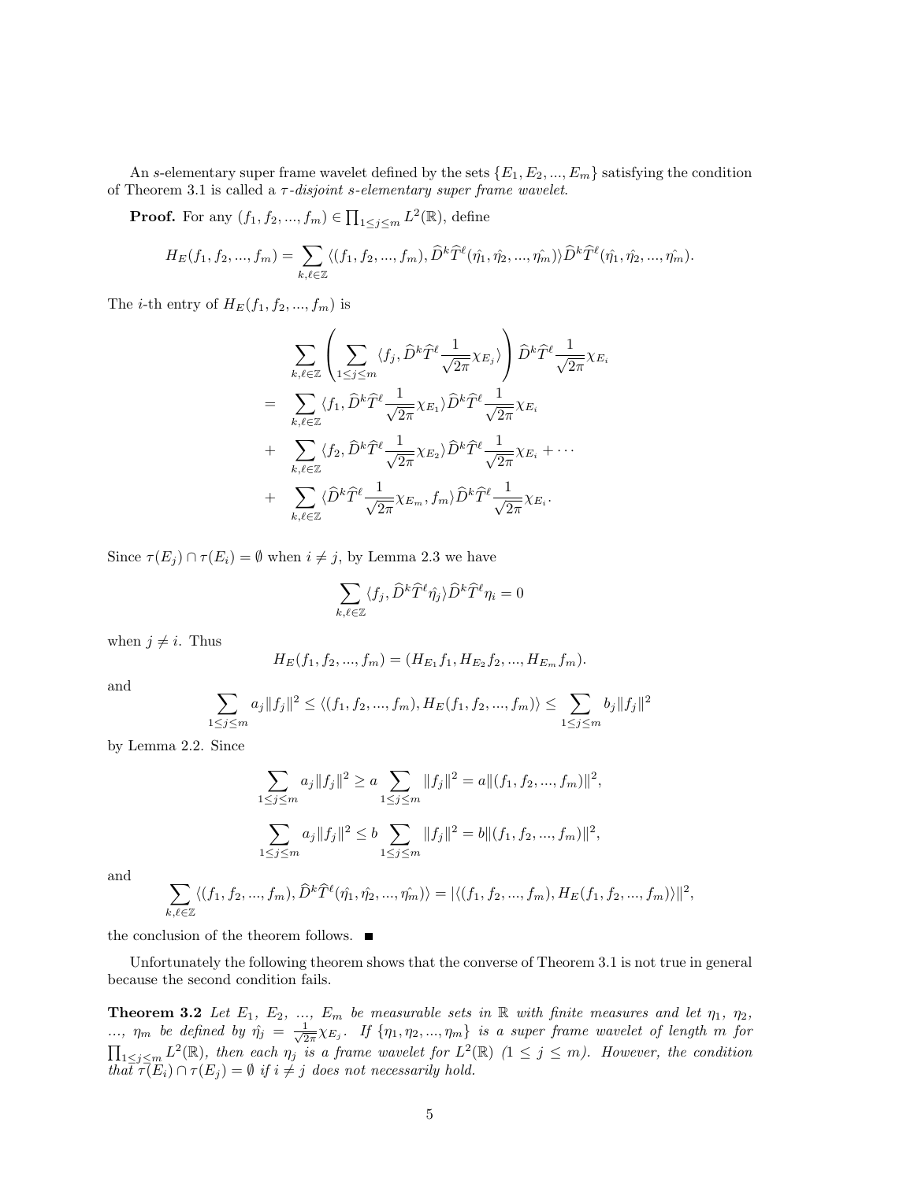An $s$-elementary super frame wavelet defined by the sets $\{E_1, E_2, ..., E_m\}$ satisfying the condition of Theorem 3.1 is called a *$\tau$-disjoint $s$-elementary super frame wavelet*.

**Proof.** For any $(f_1, f_2, ..., f_m) \in \prod_{1\leq j\leq m} L^2(\mathbb{R})$, define

$$H_E(f_1, f_2, ..., f_m) = \sum_{k,\ell\in\mathbb{Z}} \langle (f_1, f_2, ..., f_m), \widehat{D}^k\widehat{T}^\ell(\hat{\eta_1}, \hat{\eta_2}, ..., \hat{\eta_m})\rangle \widehat{D}^k\widehat{T}^\ell(\hat{\eta_1}, \hat{\eta_2}, ..., \hat{\eta_m}).$$

The $i$-th entry of $H_E(f_1, f_2, ..., f_m)$ is

$$\begin{aligned}
& \sum_{k,\ell\in\mathbb{Z}} \left( \sum_{1\leq j\leq m} \langle f_j, \widehat{D}^k\widehat{T}^\ell \frac{1}{\sqrt{2\pi}}\chi_{E_j}\rangle \right) \widehat{D}^k\widehat{T}^\ell \frac{1}{\sqrt{2\pi}}\chi_{E_i} \\
= \; & \sum_{k,\ell\in\mathbb{Z}} \langle f_1, \widehat{D}^k\widehat{T}^\ell \frac{1}{\sqrt{2\pi}}\chi_{E_1}\rangle \widehat{D}^k\widehat{T}^\ell \frac{1}{\sqrt{2\pi}}\chi_{E_i} \\
+ \; & \sum_{k,\ell\in\mathbb{Z}} \langle f_2, \widehat{D}^k\widehat{T}^\ell \frac{1}{\sqrt{2\pi}}\chi_{E_2}\rangle \widehat{D}^k\widehat{T}^\ell \frac{1}{\sqrt{2\pi}}\chi_{E_i} + \cdots \\
+ \; & \sum_{k,\ell\in\mathbb{Z}} \langle \widehat{D}^k\widehat{T}^\ell \frac{1}{\sqrt{2\pi}}\chi_{E_m}, f_m\rangle \widehat{D}^k\widehat{T}^\ell \frac{1}{\sqrt{2\pi}}\chi_{E_i}.
\end{aligned}$$

Since $\tau(E_j)\cap\tau(E_i) = \emptyset$ when $i \neq j$, by Lemma 2.3 we have

$$\sum_{k,\ell\in\mathbb{Z}} \langle f_j, \widehat{D}^k\widehat{T}^\ell \hat{\eta_j}\rangle \widehat{D}^k\widehat{T}^\ell \eta_i = 0$$

when $j \neq i$. Thus

$$H_E(f_1, f_2, ..., f_m) = (H_{E_1}f_1, H_{E_2}f_2, ..., H_{E_m}f_m).$$

and

$$\sum_{1\leq j\leq m} a_j\|f_j\|^2 \leq \langle (f_1, f_2, ..., f_m), H_E(f_1, f_2, ..., f_m)\rangle \leq \sum_{1\leq j\leq m} b_j\|f_j\|^2$$

by Lemma 2.2. Since

$$\sum_{1\leq j\leq m} a_j\|f_j\|^2 \geq a\sum_{1\leq j\leq m}\|f_j\|^2 = a\|(f_1, f_2, ..., f_m)\|^2,$$

$$\sum_{1\leq j\leq m} a_j\|f_j\|^2 \leq b\sum_{1\leq j\leq m}\|f_j\|^2 = b\|(f_1, f_2, ..., f_m)\|^2,$$

and

$$\sum_{k,\ell\in\mathbb{Z}} \langle (f_1, f_2, ..., f_m), \widehat{D}^k\widehat{T}^\ell(\hat{\eta_1}, \hat{\eta_2}, ..., \hat{\eta_m})\rangle = |\langle (f_1, f_2, ..., f_m), H_E(f_1, f_2, ..., f_m)\rangle\|^2,$$

the conclusion of the theorem follows. ∎

Unfortunately the following theorem shows that the converse of Theorem 3.1 is not true in general because the second condition fails.

**Theorem 3.2** *Let $E_1$, $E_2$, ..., $E_m$ be measurable sets in $\mathbb{R}$ with finite measures and let $\eta_1$, $\eta_2$, ..., $\eta_m$ be defined by $\hat{\eta_j} = \frac{1}{\sqrt{2\pi}}\chi_{E_j}$. If $\{\eta_1, \eta_2, ..., \eta_m\}$ is a super frame wavelet of length $m$ for $\prod_{1\leq j\leq m} L^2(\mathbb{R})$, then each $\eta_j$ is a frame wavelet for $L^2(\mathbb{R})$ ($1 \leq j \leq m$). However, the condition that $\tau(E_i)\cap\tau(E_j) = \emptyset$ if $i \neq j$ does not necessarily hold.*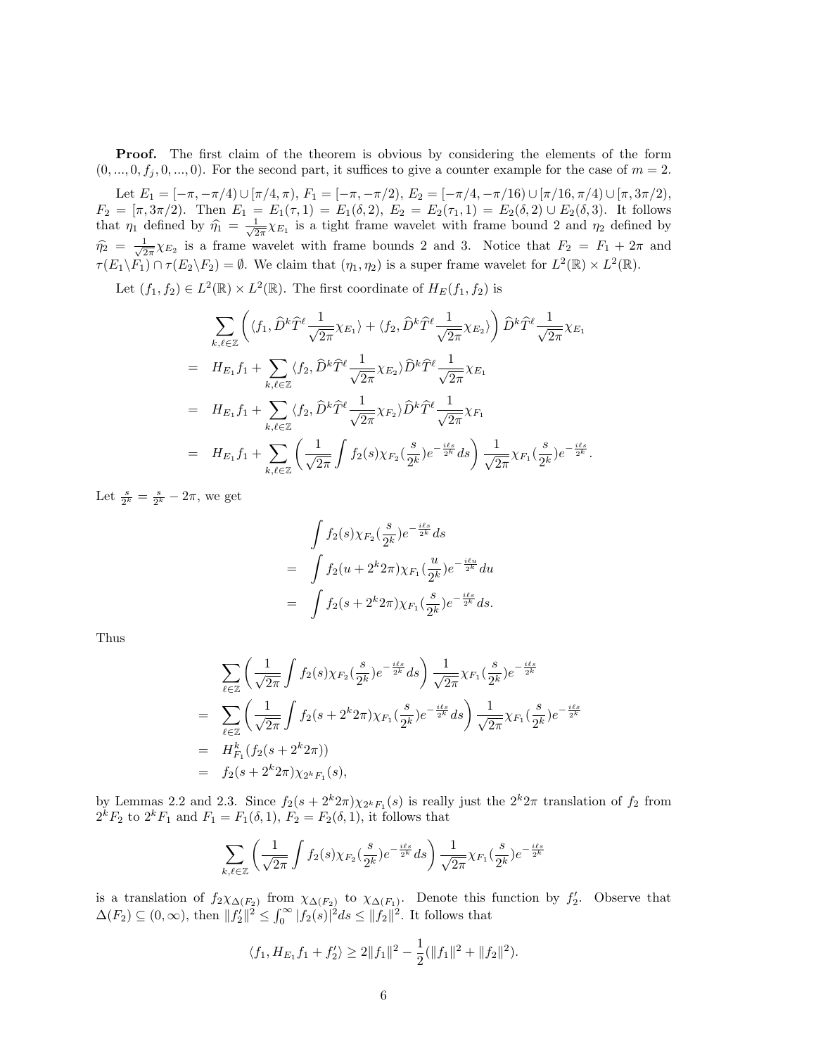**Proof.** The first claim of the theorem is obvious by considering the elements of the form $(0, ..., 0, f_j, 0, ..., 0)$. For the second part, it suffices to give a counter example for the case of $m = 2$.

Let $E_1 = [-\pi, -\pi/4) \cup [\pi/4, \pi)$, $F_1 = [-\pi, -\pi/2)$, $E_2 = [-\pi/4, -\pi/16) \cup [\pi/16, \pi/4) \cup [\pi, 3\pi/2)$, $F_2 = [\pi, 3\pi/2)$. Then $E_1 = E_1(\tau, 1) = E_1(\delta, 2)$, $E_2 = E_2(\tau_1, 1) = E_2(\delta, 2) \cup E_2(\delta, 3)$. It follows that $\eta_1$ defined by $\widehat{\eta_1} = \frac{1}{\sqrt{2\pi}}\chi_{E_1}$ is a tight frame wavelet with frame bound 2 and $\eta_2$ defined by $\widehat{\eta_2} = \frac{1}{\sqrt{2\pi}}\chi_{E_2}$ is a frame wavelet with frame bounds 2 and 3. Notice that $F_2 = F_1 + 2\pi$ and $\tau(E_1 \backslash F_1) \cap \tau(E_2 \backslash F_2) = \emptyset$. We claim that $(\eta_1, \eta_2)$ is a super frame wavelet for $L^2(\mathbb{R}) \times L^2(\mathbb{R})$.

Let $(f_1, f_2) \in L^2(\mathbb{R}) \times L^2(\mathbb{R})$. The first coordinate of $H_E(f_1, f_2)$ is

$$
\begin{aligned}
&\sum_{k,\ell \in \mathbb{Z}} \left( \langle f_1, \widehat{D}^k \widehat{T}^\ell \frac{1}{\sqrt{2\pi}}\chi_{E_1} \rangle + \langle f_2, \widehat{D}^k \widehat{T}^\ell \frac{1}{\sqrt{2\pi}}\chi_{E_2} \rangle \right) \widehat{D}^k \widehat{T}^\ell \frac{1}{\sqrt{2\pi}}\chi_{E_1} \\
= \; & H_{E_1} f_1 + \sum_{k,\ell \in \mathbb{Z}} \langle f_2, \widehat{D}^k \widehat{T}^\ell \frac{1}{\sqrt{2\pi}}\chi_{E_2} \rangle \widehat{D}^k \widehat{T}^\ell \frac{1}{\sqrt{2\pi}}\chi_{E_1} \\
= \; & H_{E_1} f_1 + \sum_{k,\ell \in \mathbb{Z}} \langle f_2, \widehat{D}^k \widehat{T}^\ell \frac{1}{\sqrt{2\pi}}\chi_{F_2} \rangle \widehat{D}^k \widehat{T}^\ell \frac{1}{\sqrt{2\pi}}\chi_{F_1} \\
= \; & H_{E_1} f_1 + \sum_{k,\ell \in \mathbb{Z}} \left( \frac{1}{\sqrt{2\pi}} \int f_2(s) \chi_{F_2}(\frac{s}{2^k}) e^{-\frac{i\ell s}{2^k}} ds \right) \frac{1}{\sqrt{2\pi}} \chi_{F_1}(\frac{s}{2^k}) e^{-\frac{i\ell s}{2^k}}.
\end{aligned}
$$

Let $\frac{s}{2^k} = \frac{s}{2^k} - 2\pi$, we get

$$
\begin{aligned}
&\int f_2(s) \chi_{F_2}(\frac{s}{2^k}) e^{-\frac{i\ell s}{2^k}} ds \\
= \; & \int f_2(u + 2^k 2\pi) \chi_{F_1}(\frac{u}{2^k}) e^{-\frac{i\ell u}{2^k}} du \\
= \; & \int f_2(s + 2^k 2\pi) \chi_{F_1}(\frac{s}{2^k}) e^{-\frac{i\ell s}{2^k}} ds.
\end{aligned}
$$

Thus

$$
\begin{aligned}
&\sum_{\ell \in \mathbb{Z}} \left( \frac{1}{\sqrt{2\pi}} \int f_2(s) \chi_{F_2}(\frac{s}{2^k}) e^{-\frac{i\ell s}{2^k}} ds \right) \frac{1}{\sqrt{2\pi}} \chi_{F_1}(\frac{s}{2^k}) e^{-\frac{i\ell s}{2^k}} \\
= \; & \sum_{\ell \in \mathbb{Z}} \left( \frac{1}{\sqrt{2\pi}} \int f_2(s + 2^k 2\pi) \chi_{F_1}(\frac{s}{2^k}) e^{-\frac{i\ell s}{2^k}} ds \right) \frac{1}{\sqrt{2\pi}} \chi_{F_1}(\frac{s}{2^k}) e^{-\frac{i\ell s}{2^k}} \\
= \; & H^k_{F_1}(f_2(s + 2^k 2\pi)) \\
= \; & f_2(s + 2^k 2\pi) \chi_{2^k F_1}(s),
\end{aligned}
$$

by Lemmas 2.2 and 2.3. Since $f_2(s + 2^k 2\pi)\chi_{2^k F_1}(s)$ is really just the $2^k 2\pi$ translation of $f_2$ from $2^k F_2$ to $2^k F_1$ and $F_1 = F_1(\delta, 1)$, $F_2 = F_2(\delta, 1)$, it follows that

$$
\sum_{k,\ell \in \mathbb{Z}} \left( \frac{1}{\sqrt{2\pi}} \int f_2(s) \chi_{F_2}(\frac{s}{2^k}) e^{-\frac{i\ell s}{2^k}} ds \right) \frac{1}{\sqrt{2\pi}} \chi_{F_1}(\frac{s}{2^k}) e^{-\frac{i\ell s}{2^k}}
$$

is a translation of $f_2 \chi_{\Delta(F_2)}$ from $\chi_{\Delta(F_2)}$ to $\chi_{\Delta(F_1)}$. Denote this function by $f_2'$. Observe that $\Delta(F_2) \subseteq (0, \infty)$, then $\|f_2'\|^2 \leq \int_0^\infty |f_2(s)|^2 ds \leq \|f_2\|^2$. It follows that

$$
\langle f_1, H_{E_1} f_1 + f_2' \rangle \geq 2\|f_1\|^2 - \frac{1}{2}(\|f_1\|^2 + \|f_2\|^2).
$$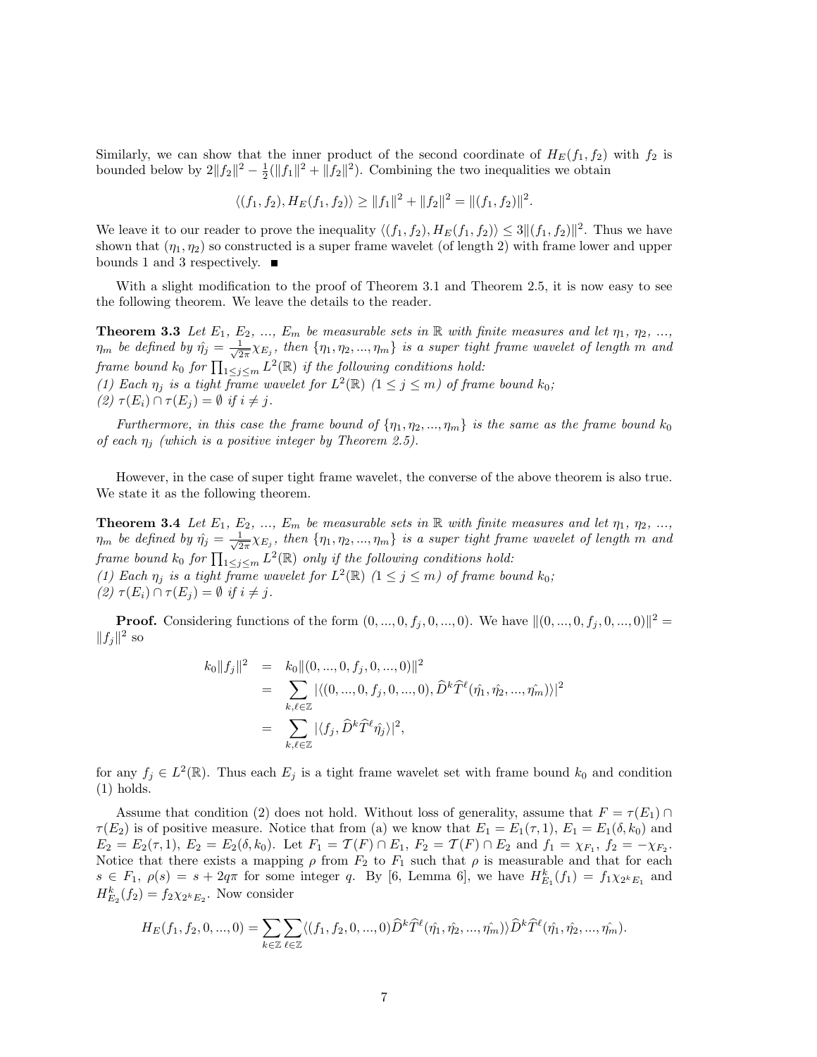Similarly, we can show that the inner product of the second coordinate of $H_E(f_1, f_2)$ with $f_2$ is bounded below by $2\|f_2\|^2 - \frac{1}{2}(\|f_1\|^2 + \|f_2\|^2)$. Combining the two inequalities we obtain

$$\langle (f_1, f_2), H_E(f_1, f_2)\rangle \geq \|f_1\|^2 + \|f_2\|^2 = \|(f_1, f_2)\|^2.$$

We leave it to our reader to prove the inequality $\langle (f_1, f_2), H_E(f_1, f_2)\rangle \leq 3\|(f_1, f_2)\|^2$. Thus we have shown that $(\eta_1, \eta_2)$ so constructed is a super frame wavelet (of length 2) with frame lower and upper bounds 1 and 3 respectively. ∎

With a slight modification to the proof of Theorem 3.1 and Theorem 2.5, it is now easy to see the following theorem. We leave the details to the reader.

**Theorem 3.3** *Let $E_1$, $E_2$, ..., $E_m$ be measurable sets in $\mathbb{R}$ with finite measures and let $\eta_1$, $\eta_2$, ..., $\eta_m$ be defined by $\hat{\eta_j} = \frac{1}{\sqrt{2\pi}}\chi_{E_j}$, then $\{\eta_1, \eta_2, ..., \eta_m\}$ is a super tight frame wavelet of length $m$ and frame bound $k_0$ for $\prod_{1\leq j\leq m} L^2(\mathbb{R})$ if the following conditions hold:*
*(1) Each $\eta_j$ is a tight frame wavelet for $L^2(\mathbb{R})$ $(1 \leq j \leq m)$ of frame bound $k_0$;*
*(2) $\tau(E_i) \cap \tau(E_j) = \emptyset$ if $i \neq j$.*

*Furthermore, in this case the frame bound of $\{\eta_1, \eta_2, ..., \eta_m\}$ is the same as the frame bound $k_0$ of each $\eta_j$ (which is a positive integer by Theorem 2.5).*

However, in the case of super tight frame wavelet, the converse of the above theorem is also true. We state it as the following theorem.

**Theorem 3.4** *Let $E_1$, $E_2$, ..., $E_m$ be measurable sets in $\mathbb{R}$ with finite measures and let $\eta_1$, $\eta_2$, ..., $\eta_m$ be defined by $\hat{\eta_j} = \frac{1}{\sqrt{2\pi}}\chi_{E_j}$, then $\{\eta_1, \eta_2, ..., \eta_m\}$ is a super tight frame wavelet of length $m$ and frame bound $k_0$ for $\prod_{1\leq j\leq m} L^2(\mathbb{R})$ only if the following conditions hold:*
*(1) Each $\eta_j$ is a tight frame wavelet for $L^2(\mathbb{R})$ $(1 \leq j \leq m)$ of frame bound $k_0$;*
*(2) $\tau(E_i) \cap \tau(E_j) = \emptyset$ if $i \neq j$.*

**Proof.** Considering functions of the form $(0, ..., 0, f_j, 0, ..., 0)$. We have $\|(0, ..., 0, f_j, 0, ..., 0)\|^2 = \|f_j\|^2$ so

$$\begin{aligned}
k_0\|f_j\|^2 &= k_0\|(0, ..., 0, f_j, 0, ..., 0)\|^2 \\
&= \sum_{k,\ell\in\mathbb{Z}} |\langle (0, ..., 0, f_j, 0, ..., 0), \widehat{D}^k\widehat{T}^\ell(\hat{\eta_1}, \hat{\eta_2}, ..., \hat{\eta_m})\rangle|^2 \\
&= \sum_{k,\ell\in\mathbb{Z}} |\langle f_j, \widehat{D}^k\widehat{T}^\ell\hat{\eta_j}\rangle|^2,
\end{aligned}$$

for any $f_j \in L^2(\mathbb{R})$. Thus each $E_j$ is a tight frame wavelet set with frame bound $k_0$ and condition (1) holds.

Assume that condition (2) does not hold. Without loss of generality, assume that $F = \tau(E_1) \cap \tau(E_2)$ is of positive measure. Notice that from (a) we know that $E_1 = E_1(\tau, 1)$, $E_1 = E_1(\delta, k_0)$ and $E_2 = E_2(\tau, 1)$, $E_2 = E_2(\delta, k_0)$. Let $F_1 = \mathcal{T}(F) \cap E_1$, $F_2 = \mathcal{T}(F) \cap E_2$ and $f_1 = \chi_{F_1}$, $f_2 = -\chi_{F_2}$. Notice that there exists a mapping $\rho$ from $F_2$ to $F_1$ such that $\rho$ is measurable and that for each $s \in F_1$, $\rho(s) = s + 2q\pi$ for some integer $q$. By [6, Lemma 6], we have $H^k_{E_1}(f_1) = f_1\chi_{2^kE_1}$ and $H^k_{E_2}(f_2) = f_2\chi_{2^kE_2}$. Now consider

$$H_E(f_1, f_2, 0, ..., 0) = \sum_{k\in\mathbb{Z}}\sum_{\ell\in\mathbb{Z}} \langle (f_1, f_2, 0, ..., 0)\widehat{D}^k\widehat{T}^\ell(\hat{\eta_1}, \hat{\eta_2}, ..., \hat{\eta_m})\rangle \widehat{D}^k\widehat{T}^\ell(\hat{\eta_1}, \hat{\eta_2}, ..., \hat{\eta_m}).$$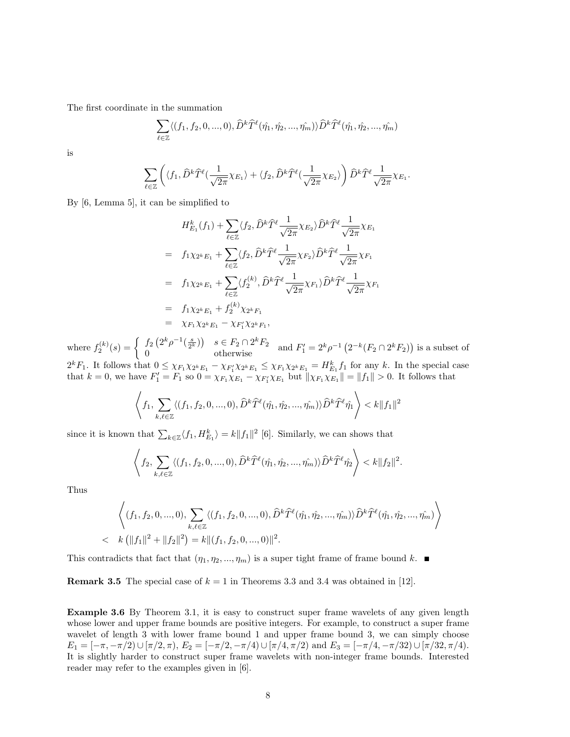The first coordinate in the summation

$$\sum_{\ell\in\mathbb{Z}}\langle (f_1, f_2, 0, ..., 0), \widehat{D}^k\widehat{T}^\ell(\hat{\eta_1}, \hat{\eta_2}, ..., \hat{\eta_m})\rangle \widehat{D}^k\widehat{T}^\ell(\hat{\eta_1}, \hat{\eta_2}, ..., \hat{\eta_m})$$

is

$$\sum_{\ell\in\mathbb{Z}}\left(\langle f_1, \widehat{D}^k\widehat{T}^\ell(\frac{1}{\sqrt{2\pi}}\chi_{E_1}\rangle + \langle f_2, \widehat{D}^k\widehat{T}^\ell(\frac{1}{\sqrt{2\pi}}\chi_{E_2}\rangle\right)\widehat{D}^k\widehat{T}^\ell\frac{1}{\sqrt{2\pi}}\chi_{E_1}.$$

By [6, Lemma 5], it can be simplified to

$$\begin{aligned}
& H^k_{E_1}(f_1) + \sum_{\ell\in\mathbb{Z}}\langle f_2, \widehat{D}^k\widehat{T}^\ell\frac{1}{\sqrt{2\pi}}\chi_{E_2}\rangle \widehat{D}^k\widehat{T}^\ell\frac{1}{\sqrt{2\pi}}\chi_{E_1} \\
= \; & f_1\chi_{2^kE_1} + \sum_{\ell\in\mathbb{Z}}\langle f_2, \widehat{D}^k\widehat{T}^\ell\frac{1}{\sqrt{2\pi}}\chi_{F_2}\rangle \widehat{D}^k\widehat{T}^\ell\frac{1}{\sqrt{2\pi}}\chi_{F_1} \\
= \; & f_1\chi_{2^kE_1} + \sum_{\ell\in\mathbb{Z}}\langle f_2^{(k)}, \widehat{D}^k\widehat{T}^\ell\frac{1}{\sqrt{2\pi}}\chi_{F_1}\rangle \widehat{D}^k\widehat{T}^\ell\frac{1}{\sqrt{2\pi}}\chi_{F_1} \\
= \; & f_1\chi_{2^kE_1} + f_2^{(k)}\chi_{2^kF_1} \\
= \; & \chi_{F_1}\chi_{2^kE_1} - \chi_{F_1'}\chi_{2^kF_1},
\end{aligned}$$

where $f_2^{(k)}(s) = \begin{cases} f_2\left(2^k\rho^{-1}(\frac{s}{2^k})\right) & s\in F_2\cap 2^kF_2 \\ 0 & \text{otherwise}\end{cases}$ and $F_1' = 2^k\rho^{-1}\left(2^{-k}(F_2\cap 2^kF_2)\right)$ is a subset of $2^kF_1$. It follows that $0 \le \chi_{F_1}\chi_{2^kE_1} - \chi_{F_1'}\chi_{2^kE_1} \le \chi_{F_1}\chi_{2^kE_1} = H^k_{E_1}f_1$ for any $k$. In the special case that $k=0$, we have $F_1' = F_1$ so $0 = \chi_{F_1}\chi_{E_1} - \chi_{F_1'}\chi_{E_1}$ but $\|\chi_{F_1}\chi_{E_1}\| = \|f_1\| > 0$. It follows that

$$\left\langle f_1, \sum_{k,\ell\in\mathbb{Z}}\langle (f_1, f_2, 0, ..., 0), \widehat{D}^k\widehat{T}^\ell(\hat{\eta_1}, \hat{\eta_2}, ..., \hat{\eta_m})\rangle \widehat{D}^k\widehat{T}^\ell\hat{\eta_1}\right\rangle < k\|f_1\|^2$$

since it is known that $\sum_{k\in\mathbb{Z}}\langle f_1, H^k_{E_1}\rangle = k\|f_1\|^2$ [6]. Similarly, we can shows that

$$\left\langle f_2, \sum_{k,\ell\in\mathbb{Z}}\langle (f_1, f_2, 0, ..., 0), \widehat{D}^k\widehat{T}^\ell(\hat{\eta_1}, \hat{\eta_2}, ..., \hat{\eta_m})\rangle \widehat{D}^k\widehat{T}^\ell\hat{\eta_2}\right\rangle < k\|f_2\|^2.$$

Thus

$$\begin{aligned}
& \left\langle (f_1, f_2, 0, ..., 0), \sum_{k,\ell\in\mathbb{Z}}\langle (f_1, f_2, 0, ..., 0), \widehat{D}^k\widehat{T}^\ell(\hat{\eta_1}, \hat{\eta_2}, ..., \hat{\eta_m})\rangle \widehat{D}^k\widehat{T}^\ell(\hat{\eta_1}, \hat{\eta_2}, ..., \hat{\eta_m})\right\rangle \\
< \; & k\left(\|f_1\|^2 + \|f_2\|^2\right) = k\|(f_1, f_2, 0, ..., 0)\|^2.
\end{aligned}$$

This contradicts that fact that $(\eta_1, \eta_2, ..., \eta_m)$ is a super tight frame of frame bound $k$. ■

**Remark 3.5** The special case of $k=1$ in Theorems 3.3 and 3.4 was obtained in [12].

**Example 3.6** By Theorem 3.1, it is easy to construct super frame wavelets of any given length whose lower and upper frame bounds are positive integers. For example, to construct a super frame wavelet of length 3 with lower frame bound 1 and upper frame bound 3, we can simply choose $E_1 = [-\pi, -\pi/2)\cup[\pi/2, \pi)$, $E_2 = [-\pi/2, -\pi/4)\cup[\pi/4, \pi/2)$ and $E_3 = [-\pi/4, -\pi/32)\cup[\pi/32, \pi/4)$. It is slightly harder to construct super frame wavelets with non-integer frame bounds. Interested reader may refer to the examples given in [6].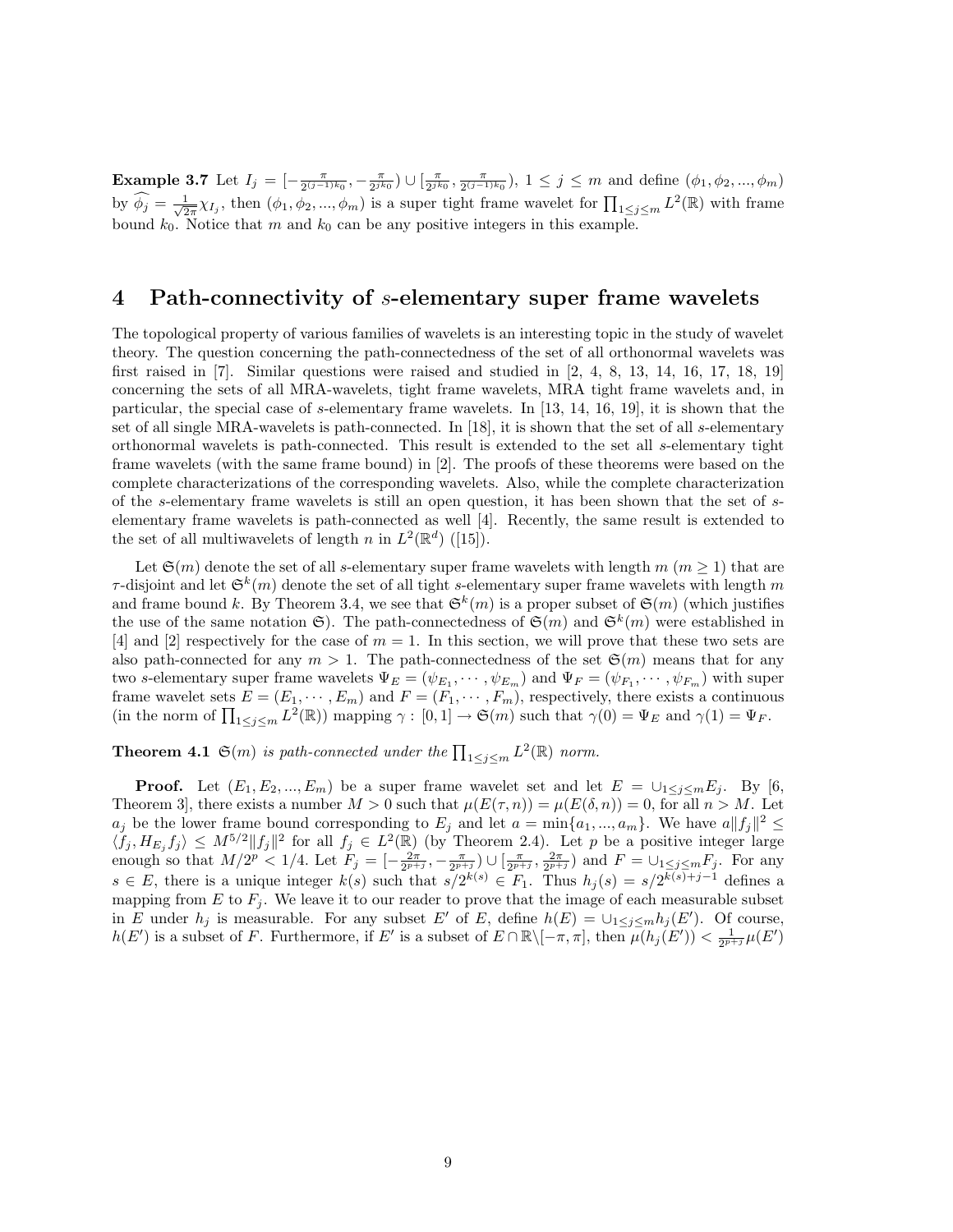**Example 3.7** Let $I_j = [-\frac{\pi}{2^{(j-1)k_0}}, -\frac{\pi}{2^{jk_0}}) \cup [\frac{\pi}{2^{jk_0}}, \frac{\pi}{2^{(j-1)k_0}})$, $1 \le j \le m$ and define $(\phi_1, \phi_2, ..., \phi_m)$ by $\widehat{\phi_j} = \frac{1}{\sqrt{2\pi}}\chi_{I_j}$, then $(\phi_1, \phi_2, ..., \phi_m)$ is a super tight frame wavelet for $\prod_{1\le j\le m} L^2(\mathbb{R})$ with frame bound $k_0$. Notice that $m$ and $k_0$ can be any positive integers in this example.

## 4 Path-connectivity of $s$-elementary super frame wavelets

The topological property of various families of wavelets is an interesting topic in the study of wavelet theory. The question concerning the path-connectedness of the set of all orthonormal wavelets was first raised in [7]. Similar questions were raised and studied in [2, 4, 8, 13, 14, 16, 17, 18, 19] concerning the sets of all MRA-wavelets, tight frame wavelets, MRA tight frame wavelets and, in particular, the special case of $s$-elementary frame wavelets. In [13, 14, 16, 19], it is shown that the set of all single MRA-wavelets is path-connected. In [18], it is shown that the set of all $s$-elementary orthonormal wavelets is path-connected. This result is extended to the set all $s$-elementary tight frame wavelets (with the same frame bound) in [2]. The proofs of these theorems were based on the complete characterizations of the corresponding wavelets. Also, while the complete characterization of the $s$-elementary frame wavelets is still an open question, it has been shown that the set of $s$-elementary frame wavelets is path-connected as well [4]. Recently, the same result is extended to the set of all multiwavelets of length $n$ in $L^2(\mathbb{R}^d)$ ([15]).

Let $\mathfrak{S}(m)$ denote the set of all $s$-elementary super frame wavelets with length $m$ ($m \ge 1$) that are $\tau$-disjoint and let $\mathfrak{S}^k(m)$ denote the set of all tight $s$-elementary super frame wavelets with length $m$ and frame bound $k$. By Theorem 3.4, we see that $\mathfrak{S}^k(m)$ is a proper subset of $\mathfrak{S}(m)$ (which justifies the use of the same notation $\mathfrak{S}$). The path-connectedness of $\mathfrak{S}(m)$ and $\mathfrak{S}^k(m)$ were established in [4] and [2] respectively for the case of $m = 1$. In this section, we will prove that these two sets are also path-connected for any $m > 1$. The path-connectedness of the set $\mathfrak{S}(m)$ means that for any two $s$-elementary super frame wavelets $\Psi_E = (\psi_{E_1}, \cdots, \psi_{E_m})$ and $\Psi_F = (\psi_{F_1}, \cdots, \psi_{F_m})$ with super frame wavelet sets $E = (E_1, \cdots, E_m)$ and $F = (F_1, \cdots, F_m)$, respectively, there exists a continuous (in the norm of $\prod_{1\le j\le m} L^2(\mathbb{R})$) mapping $\gamma : [0, 1] \to \mathfrak{S}(m)$ such that $\gamma(0) = \Psi_E$ and $\gamma(1) = \Psi_F$.

**Theorem 4.1** *$\mathfrak{S}(m)$ is path-connected under the $\prod_{1\le j\le m} L^2(\mathbb{R})$ norm.*

**Proof.** Let $(E_1, E_2, ..., E_m)$ be a super frame wavelet set and let $E = \cup_{1\le j\le m} E_j$. By [6, Theorem 3], there exists a number $M > 0$ such that $\mu(E(\tau, n)) = \mu(E(\delta, n)) = 0$, for all $n > M$. Let $a_j$ be the lower frame bound corresponding to $E_j$ and let $a = \min\{a_1, ..., a_m\}$. We have $a\|f_j\|^2 \le \langle f_j, H_{E_j} f_j\rangle \le M^{5/2}\|f_j\|^2$ for all $f_j \in L^2(\mathbb{R})$ (by Theorem 2.4). Let $p$ be a positive integer large enough so that $M/2^p < 1/4$. Let $F_j = [-\frac{2\pi}{2^{p+j}}, -\frac{\pi}{2^{p+j}}) \cup [\frac{\pi}{2^{p+j}}, \frac{2\pi}{2^{p+j}})$ and $F = \cup_{1\le j\le m} F_j$. For any $s \in E$, there is a unique integer $k(s)$ such that $s/2^{k(s)} \in F_1$. Thus $h_j(s) = s/2^{k(s)+j-1}$ defines a mapping from $E$ to $F_j$. We leave it to our reader to prove that the image of each measurable subset in $E$ under $h_j$ is measurable. For any subset $E'$ of $E$, define $h(E) = \cup_{1\le j\le m} h_j(E')$. Of course, $h(E')$ is a subset of $F$. Furthermore, if $E'$ is a subset of $E \cap \mathbb{R}\backslash[-\pi, \pi]$, then $\mu(h_j(E')) < \frac{1}{2^{p+j}}\mu(E')$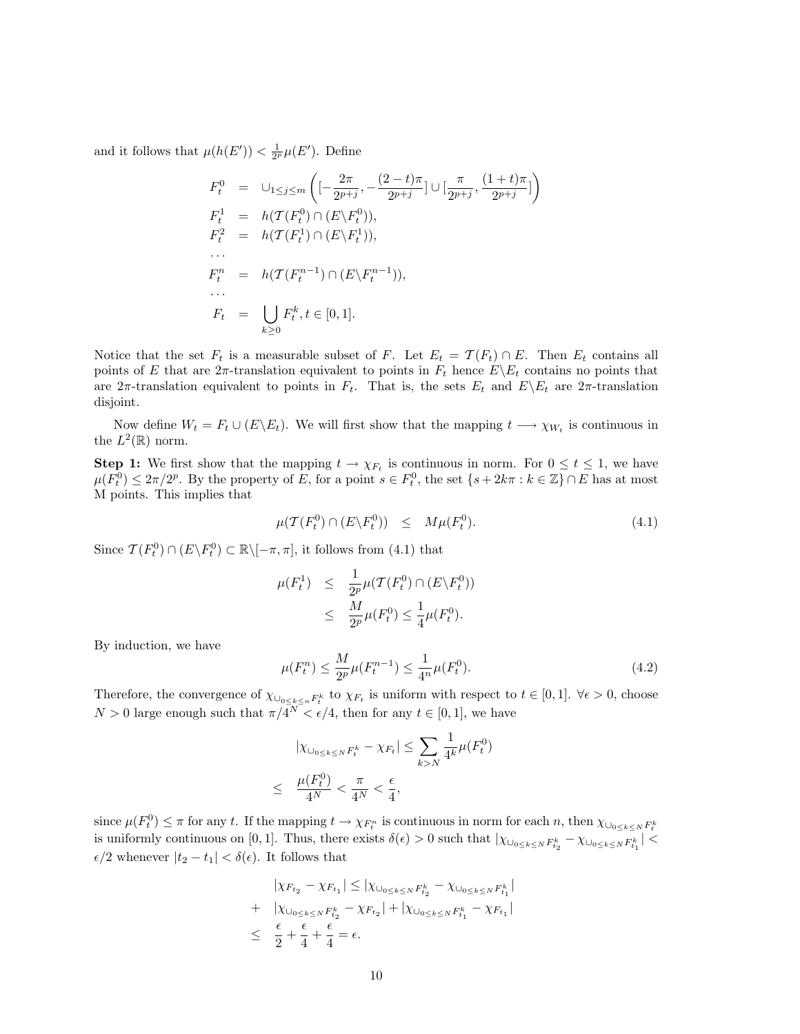and it follows that $\mu(h(E')) < \frac{1}{2^p}\mu(E')$. Define

$$
\begin{aligned}
F_t^0 &= \cup_{1\le j\le m}\left([-\frac{2\pi}{2^{p+j}}, -\frac{(2-t)\pi}{2^{p+j}}] \cup [\frac{\pi}{2^{p+j}}, \frac{(1+t)\pi}{2^{p+j}}]\right) \\
F_t^1 &= h(\mathcal{T}(F_t^0)\cap(E\backslash F_t^0)), \\
F_t^2 &= h(\mathcal{T}(F_t^1)\cap(E\backslash F_t^1)), \\
&\cdots \\
F_t^n &= h(\mathcal{T}(F_t^{n-1})\cap(E\backslash F_t^{n-1})), \\
&\cdots \\
F_t &= \bigcup_{k\ge 0} F_t^k, t\in[0,1].
\end{aligned}
$$

Notice that the set $F_t$ is a measurable subset of $F$. Let $E_t = \mathcal{T}(F_t)\cap E$. Then $E_t$ contains all points of $E$ that are $2\pi$-translation equivalent to points in $F_t$ hence $E\backslash E_t$ contains no points that are $2\pi$-translation equivalent to points in $F_t$. That is, the sets $E_t$ and $E\backslash E_t$ are $2\pi$-translation disjoint.

Now define $W_t = F_t \cup (E\backslash E_t)$. We will first show that the mapping $t \longrightarrow \chi_{W_t}$ is continuous in the $L^2(\mathbb{R})$ norm.

**Step 1:** We first show that the mapping $t\to\chi_{F_t}$ is continuous in norm. For $0\le t\le 1$, we have $\mu(F_t^0)\le 2\pi/2^p$. By the property of $E$, for a point $s\in F_t^0$, the set $\{s+2k\pi : k\in\mathbb{Z}\}\cap E$ has at most M points. This implies that

$$
\mu(\mathcal{T}(F_t^0)\cap(E\backslash F_t^0)) \quad\le\quad M\mu(F_t^0). \tag{4.1}
$$

Since $\mathcal{T}(F_t^0)\cap(E\backslash F_t^0)\subset\mathbb{R}\backslash[-\pi,\pi]$, it follows from (4.1) that

$$
\begin{aligned}
\mu(F_t^1) &\le \frac{1}{2^p}\mu(\mathcal{T}(F_t^0)\cap(E\backslash F_t^0)) \\
&\le \frac{M}{2^p}\mu(F_t^0) \le \frac{1}{4}\mu(F_t^0).
\end{aligned}
$$

By induction, we have

$$
\mu(F_t^n) \le \frac{M}{2^p}\mu(F_t^{n-1}) \le \frac{1}{4^n}\mu(F_t^0). \tag{4.2}
$$

Therefore, the convergence of $\chi_{\cup_{0\le k\le n}F_t^k}$ to $\chi_{F_t}$ is uniform with respect to $t\in[0,1]$. $\forall\epsilon>0$, choose $N>0$ large enough such that $\pi/4^N<\epsilon/4$, then for any $t\in[0,1]$, we have

$$
\begin{aligned}
|\chi_{\cup_{0\le k\le N}F_t^k} - \chi_{F_t}| &\le \sum_{k>N}\frac{1}{4^k}\mu(F_t^0) \\
\le \quad \frac{\mu(F_t^0)}{4^N} &< \frac{\pi}{4^N} < \frac{\epsilon}{4},
\end{aligned}
$$

since $\mu(F_t^0)\le\pi$ for any $t$. If the mapping $t\to\chi_{F_t^n}$ is continuous in norm for each $n$, then $\chi_{\cup_{0\le k\le N}F_t^k}$ is uniformly continuous on $[0,1]$. Thus, there exists $\delta(\epsilon)>0$ such that $|\chi_{\cup_{0\le k\le N}F_{t_2}^k} - \chi_{\cup_{0\le k\le N}F_{t_1}^k}| < \epsilon/2$ whenever $|t_2-t_1|<\delta(\epsilon)$. It follows that

$$
\begin{aligned}
& |\chi_{F_{t_2}} - \chi_{F_{t_1}}| \le |\chi_{\cup_{0\le k\le N}F_{t_2}^k} - \chi_{\cup_{0\le k\le N}F_{t_1}^k}| \\
+ \quad & |\chi_{\cup_{0\le k\le N}F_{t_2}^k} - \chi_{F_{t_2}}| + |\chi_{\cup_{0\le k\le N}F_{t_1}^k} - \chi_{F_{t_1}}| \\
\le \quad & \frac{\epsilon}{2} + \frac{\epsilon}{4} + \frac{\epsilon}{4} = \epsilon.
\end{aligned}
$$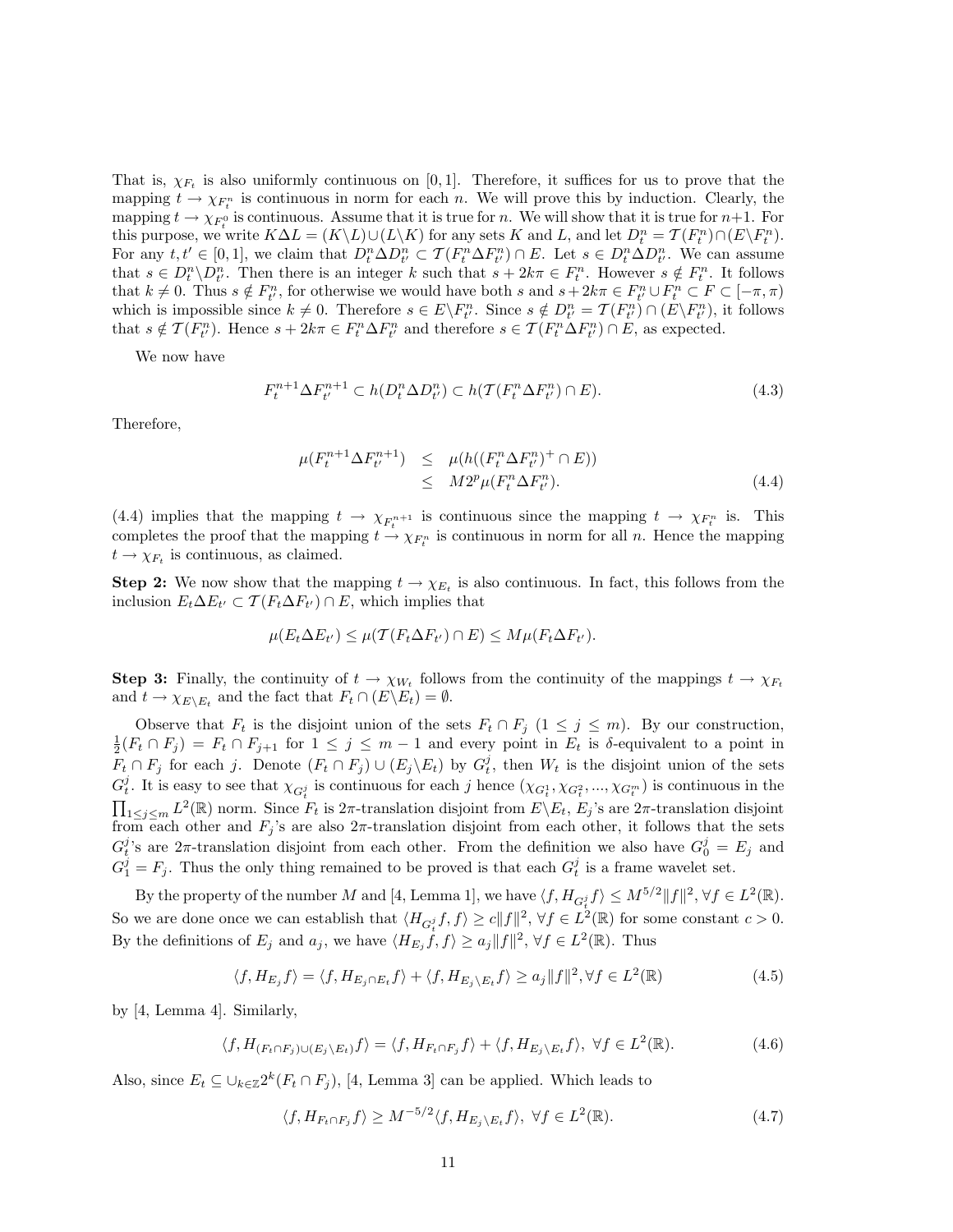That is, $\chi_{F_t}$ is also uniformly continuous on $[0,1]$. Therefore, it suffices for us to prove that the mapping $t \to \chi_{F_t^n}$ is continuous in norm for each $n$. We will prove this by induction. Clearly, the mapping $t \to \chi_{F_t^0}$ is continuous. Assume that it is true for $n$. We will show that it is true for $n+1$. For this purpose, we write $K\Delta L = (K\backslash L)\cup(L\backslash K)$ for any sets $K$ and $L$, and let $D_t^n = \mathcal{T}(F_t^n)\cap(E\backslash F_t^n)$. For any $t, t' \in [0,1]$, we claim that $D_t^n \Delta D_{t'}^n \subset \mathcal{T}(F_t^n \Delta F_{t'}^n) \cap E$. Let $s \in D_t^n \Delta D_{t'}^n$. We can assume that $s \in D_t^n \backslash D_{t'}^n$. Then there is an integer $k$ such that $s + 2k\pi \in F_t^n$. However $s \notin F_t^n$. It follows that $k \neq 0$. Thus $s \notin F_{t'}^n$, for otherwise we would have both $s$ and $s+2k\pi \in F_{t'}^n \cup F_t^n \subset F \subset [-\pi, \pi)$ which is impossible since $k \neq 0$. Therefore $s \in E\backslash F_{t'}^n$. Since $s \notin D_{t'}^n = \mathcal{T}(F_{t'}^n) \cap (E\backslash F_{t'}^n)$, it follows that $s \notin \mathcal{T}(F_{t'}^n)$. Hence $s + 2k\pi \in F_t^n \Delta F_{t'}^n$ and therefore $s \in \mathcal{T}(F_t^n \Delta F_{t'}^n) \cap E$, as expected.

We now have

$$F_t^{n+1} \Delta F_{t'}^{n+1} \subset h(D_t^n \Delta D_{t'}^n) \subset h(\mathcal{T}(F_t^n \Delta F_{t'}^n) \cap E). \tag{4.3}$$

Therefore,

$$\begin{aligned} \mu(F_t^{n+1} \Delta F_{t'}^{n+1}) &\leq \mu(h((F_t^n \Delta F_{t'}^n)^+ \cap E)) \\ &\leq M 2^p \mu(F_t^n \Delta F_{t'}^n). \end{aligned} \tag{4.4}$$

(4.4) implies that the mapping $t \to \chi_{F_t^{n+1}}$ is continuous since the mapping $t \to \chi_{F_t^n}$ is. This completes the proof that the mapping $t \to \chi_{F_t^n}$ is continuous in norm for all $n$. Hence the mapping $t \to \chi_{F_t}$ is continuous, as claimed.

**Step 2:** We now show that the mapping $t \to \chi_{E_t}$ is also continuous. In fact, this follows from the inclusion $E_t \Delta E_{t'} \subset \mathcal{T}(F_t \Delta F_{t'}) \cap E$, which implies that

$$\mu(E_t \Delta E_{t'}) \leq \mu(\mathcal{T}(F_t \Delta F_{t'}) \cap E) \leq M \mu(F_t \Delta F_{t'}).$$

**Step 3:** Finally, the continuity of $t \to \chi_{W_t}$ follows from the continuity of the mappings $t \to \chi_{F_t}$ and $t \to \chi_{E\backslash E_t}$ and the fact that $F_t \cap (E\backslash E_t) = \emptyset$.

Observe that $F_t$ is the disjoint union of the sets $F_t \cap F_j$ $(1 \leq j \leq m)$. By our construction, $\frac{1}{2}(F_t \cap F_j) = F_t \cap F_{j+1}$ for $1 \leq j \leq m-1$ and every point in $E_t$ is $\delta$-equivalent to a point in $F_t \cap F_j$ for each $j$. Denote $(F_t \cap F_j) \cup (E_j \backslash E_t)$ by $G_t^j$, then $W_t$ is the disjoint union of the sets $G_t^j$. It is easy to see that $\chi_{G_t^j}$ is continuous for each $j$ hence $(\chi_{G_t^1}, \chi_{G_t^2}, ..., \chi_{G_t^m})$ is continuous in the $\prod_{1\leq j\leq m} L^2(\mathbb{R})$ norm. Since $F_t$ is $2\pi$-translation disjoint from $E\backslash E_t$, $E_j$'s are $2\pi$-translation disjoint from each other and $F_j$'s are also $2\pi$-translation disjoint from each other, it follows that the sets $G_t^j$'s are $2\pi$-translation disjoint from each other. From the definition we also have $G_0^j = E_j$ and $G_1^j = F_j$. Thus the only thing remained to be proved is that each $G_t^j$ is a frame wavelet set.

By the property of the number $M$ and [4, Lemma 1], we have $\langle f, H_{G_t^j} f\rangle \leq M^{5/2}\|f\|^2, \forall f \in L^2(\mathbb{R})$. So we are done once we can establish that $\langle H_{G_t^j} f, f\rangle \geq c\|f\|^2, \forall f \in L^2(\mathbb{R})$ for some constant $c > 0$. By the definitions of $E_j$ and $a_j$, we have $\langle H_{E_j} f, f\rangle \geq a_j \|f\|^2, \forall f \in L^2(\mathbb{R})$. Thus

$$\langle f, H_{E_j} f\rangle = \langle f, H_{E_j \cap E_t} f\rangle + \langle f, H_{E_j\backslash E_t} f\rangle \geq a_j \|f\|^2, \forall f \in L^2(\mathbb{R}) \tag{4.5}$$

by [4, Lemma 4]. Similarly,

$$\langle f, H_{(F_t\cap F_j)\cup(E_j\backslash E_t)} f\rangle = \langle f, H_{F_t \cap F_j} f\rangle + \langle f, H_{E_j\backslash E_t} f\rangle, \ \forall f \in L^2(\mathbb{R}). \tag{4.6}$$

Also, since $E_t \subseteq \cup_{k\in\mathbb{Z}} 2^k(F_t \cap F_j)$, [4, Lemma 3] can be applied. Which leads to

$$\langle f, H_{F_t \cap F_j} f\rangle \geq M^{-5/2} \langle f, H_{E_j \backslash E_t} f\rangle, \ \forall f \in L^2(\mathbb{R}). \tag{4.7}$$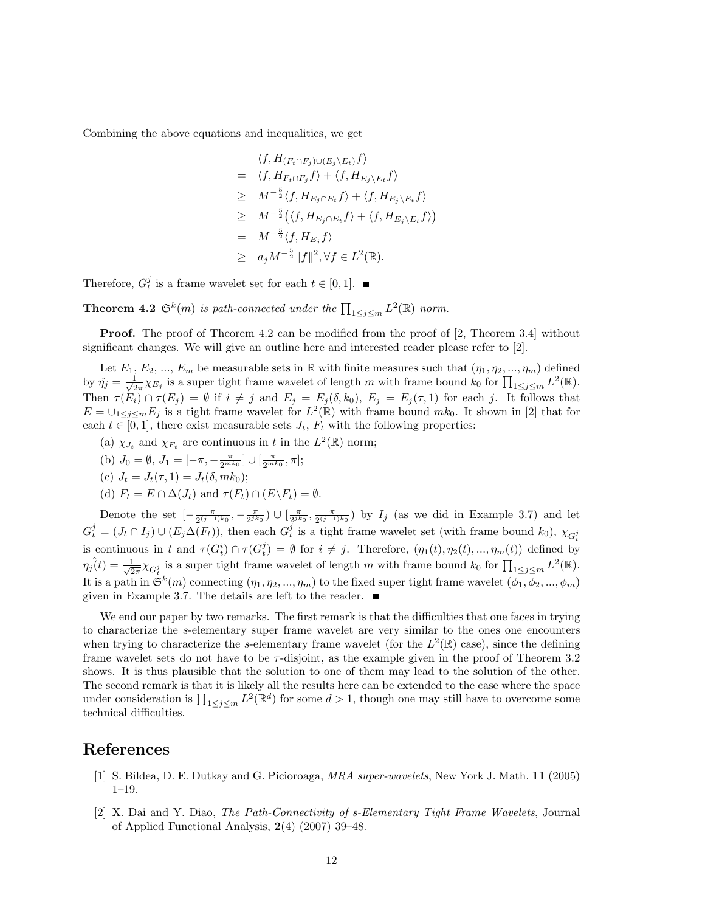Combining the above equations and inequalities, we get

$$
\begin{aligned}
& \langle f, H_{(F_t\cap F_j)\cup(E_j\setminus E_t)} f\rangle \\
= \; & \langle f, H_{F_t\cap F_j} f\rangle + \langle f, H_{E_j\setminus E_t} f\rangle \\
\geq \; & M^{-\frac{5}{2}}\langle f, H_{E_j\cap E_t} f\rangle + \langle f, H_{E_j\setminus E_t} f\rangle \\
\geq \; & M^{-\frac{5}{2}}\big(\langle f, H_{E_j\cap E_t} f\rangle + \langle f, H_{E_j\setminus E_t} f\rangle\big) \\
= \; & M^{-\frac{5}{2}}\langle f, H_{E_j} f\rangle \\
\geq \; & a_j M^{-\frac{5}{2}}\|f\|^2, \forall f \in L^2(\mathbb{R}).
\end{aligned}
$$

Therefore, $G_t^j$ is a frame wavelet set for each $t \in [0,1]$. ■

**Theorem 4.2** *$\mathfrak{S}^k(m)$ is path-connected under the $\prod_{1\leq j\leq m} L^2(\mathbb{R})$ norm.*

**Proof.** The proof of Theorem 4.2 can be modified from the proof of [2, Theorem 3.4] without significant changes. We will give an outline here and interested reader please refer to [2].

Let $E_1$, $E_2$, ..., $E_m$ be measurable sets in $\mathbb{R}$ with finite measures such that $(\eta_1, \eta_2, ..., \eta_m)$ defined by $\hat{\eta_j} = \frac{1}{\sqrt{2\pi}}\chi_{E_j}$ is a super tight frame wavelet of length $m$ with frame bound $k_0$ for $\prod_{1\leq j\leq m} L^2(\mathbb{R})$. Then $\tau(E_i)\cap\tau(E_j) = \emptyset$ if $i \neq j$ and $E_j = E_j(\delta, k_0)$, $E_j = E_j(\tau, 1)$ for each $j$. It follows that $E = \cup_{1\leq j\leq m} E_j$ is a tight frame wavelet for $L^2(\mathbb{R})$ with frame bound $mk_0$. It shown in [2] that for each $t \in [0,1]$, there exist measurable sets $J_t$, $F_t$ with the following properties:

(a) $\chi_{J_t}$ and $\chi_{F_t}$ are continuous in $t$ in the $L^2(\mathbb{R})$ norm;

(b) $J_0 = \emptyset$, $J_1 = [-\pi, -\frac{\pi}{2^{mk_0}}] \cup [\frac{\pi}{2^{mk_0}}, \pi]$;

(c) $J_t = J_t(\tau, 1) = J_t(\delta, mk_0)$;

(d) $F_t = E \cap \Delta(J_t)$ and $\tau(F_t) \cap (E\backslash F_t) = \emptyset$.

Denote the set $[-\frac{\pi}{2^{(j-1)k_0}}, -\frac{\pi}{2^{jk_0}}) \cup [\frac{\pi}{2^{jk_0}}, \frac{\pi}{2^{(j-1)k_0}})$ by $I_j$ (as we did in Example 3.7) and let $G_t^j = (J_t \cap I_j) \cup (E_j \Delta(F_t))$, then each $G_t^j$ is a tight frame wavelet set (with frame bound $k_0$), $\chi_{G_t^j}$ is continuous in $t$ and $\tau(G_t^i) \cap \tau(G_t^j) = \emptyset$ for $i \neq j$. Therefore, $(\eta_1(t), \eta_2(t), ..., \eta_m(t))$ defined by $\hat{\eta_j(t)} = \frac{1}{\sqrt{2\pi}}\chi_{G_t^j}$ is a super tight frame wavelet of length $m$ with frame bound $k_0$ for $\prod_{1\leq j\leq m} L^2(\mathbb{R})$. It is a path in $\mathfrak{S}^k(m)$ connecting $(\eta_1, \eta_2, ..., \eta_m)$ to the fixed super tight frame wavelet $(\phi_1, \phi_2, ..., \phi_m)$ given in Example 3.7. The details are left to the reader. ■

We end our paper by two remarks. The first remark is that the difficulties that one faces in trying to characterize the $s$-elementary super frame wavelet are very similar to the ones one encounters when trying to characterize the $s$-elementary frame wavelet (for the $L^2(\mathbb{R})$ case), since the defining frame wavelet sets do not have to be $\tau$-disjoint, as the example given in the proof of Theorem 3.2 shows. It is thus plausible that the solution to one of them may lead to the solution of the other. The second remark is that it is likely all the results here can be extended to the case where the space under consideration is $\prod_{1\leq j\leq m} L^2(\mathbb{R}^d)$ for some $d > 1$, though one may still have to overcome some technical difficulties.

# References

[1] S. Bildea, D. E. Dutkay and G. Picioroaga, *MRA super-wavelets*, New York J. Math. **11** (2005) 1–19.

[2] X. Dai and Y. Diao, *The Path-Connectivity of s-Elementary Tight Frame Wavelets*, Journal of Applied Functional Analysis, **2**(4) (2007) 39–48.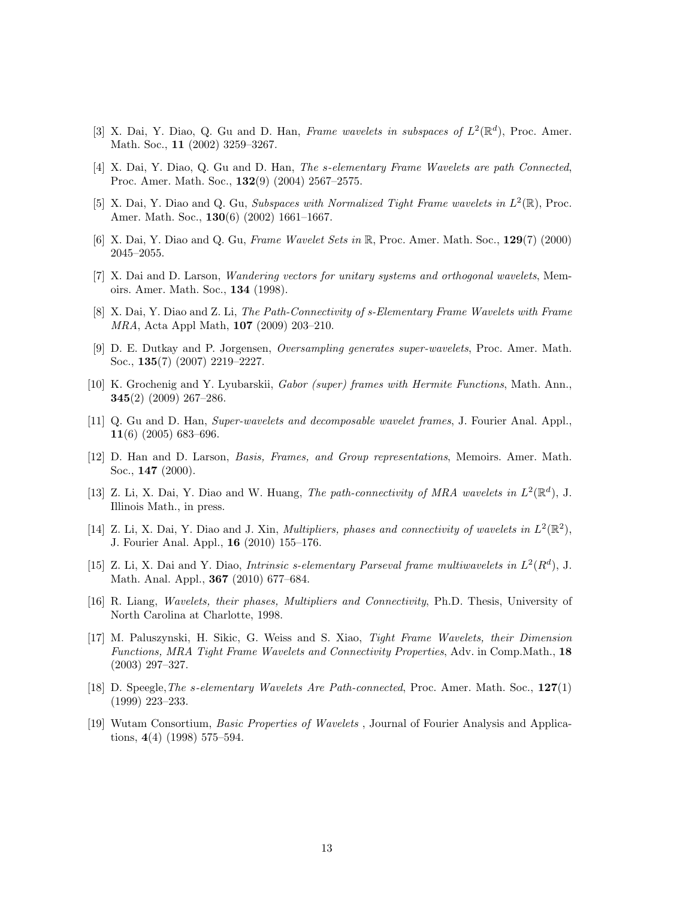[3] X. Dai, Y. Diao, Q. Gu and D. Han, *Frame wavelets in subspaces of $L^2(\mathbb{R}^d)$*, Proc. Amer. Math. Soc., **11** (2002) 3259–3267.

[4] X. Dai, Y. Diao, Q. Gu and D. Han, *The s-elementary Frame Wavelets are path Connected*, Proc. Amer. Math. Soc., **132**(9) (2004) 2567–2575.

[5] X. Dai, Y. Diao and Q. Gu, *Subspaces with Normalized Tight Frame wavelets in $L^2(\mathbb{R})$*, Proc. Amer. Math. Soc., **130**(6) (2002) 1661–1667.

[6] X. Dai, Y. Diao and Q. Gu, *Frame Wavelet Sets in $\mathbb{R}$*, Proc. Amer. Math. Soc., **129**(7) (2000) 2045–2055.

[7] X. Dai and D. Larson, *Wandering vectors for unitary systems and orthogonal wavelets*, Memoirs. Amer. Math. Soc., **134** (1998).

[8] X. Dai, Y. Diao and Z. Li, *The Path-Connectivity of s-Elementary Frame Wavelets with Frame MRA*, Acta Appl Math, **107** (2009) 203–210.

[9] D. E. Dutkay and P. Jorgensen, *Oversampling generates super-wavelets*, Proc. Amer. Math. Soc., **135**(7) (2007) 2219–2227.

[10] K. Grochenig and Y. Lyubarskii, *Gabor (super) frames with Hermite Functions*, Math. Ann., **345**(2) (2009) 267–286.

[11] Q. Gu and D. Han, *Super-wavelets and decomposable wavelet frames*, J. Fourier Anal. Appl., **11**(6) (2005) 683–696.

[12] D. Han and D. Larson, *Basis, Frames, and Group representations*, Memoirs. Amer. Math. Soc., **147** (2000).

[13] Z. Li, X. Dai, Y. Diao and W. Huang, *The path-connectivity of MRA wavelets in $L^2(\mathbb{R}^d)$*, J. Illinois Math., in press.

[14] Z. Li, X. Dai, Y. Diao and J. Xin, *Multipliers, phases and connectivity of wavelets in $L^2(\mathbb{R}^2)$*, J. Fourier Anal. Appl., **16** (2010) 155–176.

[15] Z. Li, X. Dai and Y. Diao, *Intrinsic s-elementary Parseval frame multiwavelets in $L^2(R^d)$*, J. Math. Anal. Appl., **367** (2010) 677–684.

[16] R. Liang, *Wavelets, their phases, Multipliers and Connectivity*, Ph.D. Thesis, University of North Carolina at Charlotte, 1998.

[17] M. Paluszynski, H. Sikic, G. Weiss and S. Xiao, *Tight Frame Wavelets, their Dimension Functions, MRA Tight Frame Wavelets and Connectivity Properties*, Adv. in Comp.Math., **18** (2003) 297–327.

[18] D. Speegle, *The s-elementary Wavelets Are Path-connected*, Proc. Amer. Math. Soc., **127**(1) (1999) 223–233.

[19] Wutam Consortium, *Basic Properties of Wavelets* , Journal of Fourier Analysis and Applications, **4**(4) (1998) 575–594.